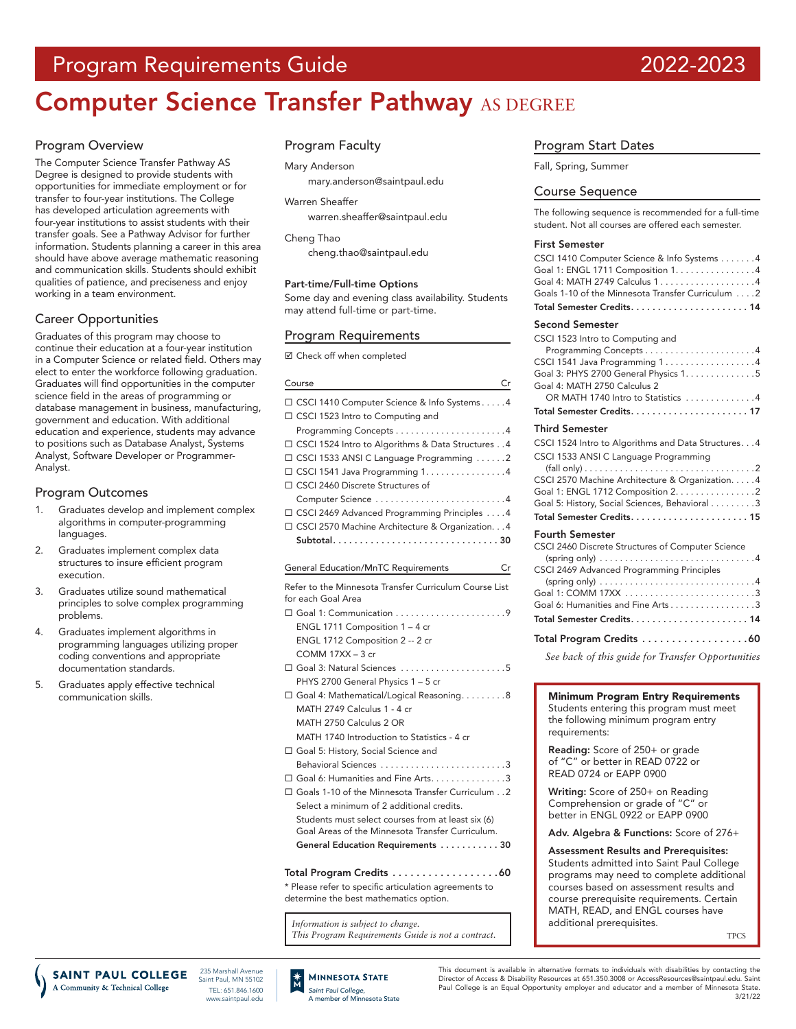# Program Requirements Guide 2022-2023

# Computer Science Transfer Pathway AS DEGREE

## Program Overview

The Computer Science Transfer Pathway AS Degree is designed to provide students with opportunities for immediate employment or for transfer to four-year institutions. The College has developed articulation agreements with four-year institutions to assist students with their transfer goals. See a Pathway Advisor for further information. Students planning a career in this area should have above average mathematic reasoning and communication skills. Students should exhibit qualities of patience, and preciseness and enjoy working in a team environment.

## Career Opportunities

Graduates of this program may choose to continue their education at a four-year institution in a Computer Science or related field. Others may elect to enter the workforce following graduation. Graduates will find opportunities in the computer science field in the areas of programming or database management in business, manufacturing, government and education. With additional education and experience, students may advance to positions such as Database Analyst, Systems Analyst, Software Developer or Programmer-Analyst.

## Program Outcomes

1. Graduates develop and implement complex algorithms in computer-programming languages.
2. Graduates implement complex data structures to insure efficient program execution.
3. Graduates utilize sound mathematical principles to solve complex programming problems.
4. Graduates implement algorithms in programming languages utilizing proper coding conventions and appropriate documentation standards.
5. Graduates apply effective technical communication skills.

## Program Faculty

Mary Anderson
mary.anderson@saintpaul.edu

Warren Sheaffer
warren.sheaffer@saintpaul.edu

Cheng Thao
cheng.thao@saintpaul.edu

**Part-time/Full-time Options**
Some day and evening class availability. Students may attend full-time or part-time.

## Program Requirements

☑ Check off when completed

| Course | Cr |
|---|---|
| ☐ CSCI 1410 Computer Science & Info Systems | 4 |
| ☐ CSCI 1523 Intro to Computing and Programming Concepts | 4 |
| ☐ CSCI 1524 Intro to Algorithms & Data Structures | 4 |
| ☐ CSCI 1533 ANSI C Language Programming | 2 |
| ☐ CSCI 1541 Java Programming 1 | 4 |
| ☐ CSCI 2460 Discrete Structures of Computer Science | 4 |
| ☐ CSCI 2469 Advanced Programming Principles | 4 |
| ☐ CSCI 2570 Machine Architecture & Organization. | 4 |
| **Subtotal** | **30** |

| General Education/MnTC Requirements | Cr |
|---|---|
| Refer to the Minnesota Transfer Curriculum Course List for each Goal Area | |
| ☐ Goal 1: Communication | 9 |
| ENGL 1711 Composition 1 – 4 cr | |
| ENGL 1712 Composition 2 -- 2 cr | |
| COMM 17XX – 3 cr | |
| ☐ Goal 3: Natural Sciences | 5 |
| PHYS 2700 General Physics 1 – 5 cr | |
| ☐ Goal 4: Mathematical/Logical Reasoning | 8 |
| MATH 2749 Calculus 1 - 4 cr | |
| MATH 2750 Calculus 2 OR | |
| MATH 1740 Introduction to Statistics - 4 cr | |
| ☐ Goal 5: History, Social Science and Behavioral Sciences | 3 |
| ☐ Goal 6: Humanities and Fine Arts | 3 |
| ☐ Goals 1-10 of the Minnesota Transfer Curriculum | 2 |
| Select a minimum of 2 additional credits. Students must select courses from at least six (6) Goal Areas of the Minnesota Transfer Curriculum. | |
| **General Education Requirements** | **30** |

**Total Program Credits ..................60**

\* Please refer to specific articulation agreements to determine the best mathematics option.

*Information is subject to change.*
*This Program Requirements Guide is not a contract.*

## Program Start Dates

Fall, Spring, Summer

## Course Sequence

The following sequence is recommended for a full-time student. Not all courses are offered each semester.

### First Semester

| Course | Cr |
|---|---|
| CSCI 1410 Computer Science & Info Systems | 4 |
| Goal 1: ENGL 1711 Composition 1 | 4 |
| Goal 4: MATH 2749 Calculus 1 | 4 |
| Goals 1-10 of the Minnesota Transfer Curriculum | 2 |
| **Total Semester Credits** | **14** |

### Second Semester

| Course | Cr |
|---|---|
| CSCI 1523 Intro to Computing and Programming Concepts | 4 |
| CSCI 1541 Java Programming 1 | 4 |
| Goal 3: PHYS 2700 General Physics 1 | 5 |
| Goal 4: MATH 2750 Calculus 2 OR MATH 1740 Intro to Statistics | 4 |
| **Total Semester Credits** | **17** |

### Third Semester

| Course | Cr |
|---|---|
| CSCI 1524 Intro to Algorithms and Data Structures | 4 |
| CSCI 1533 ANSI C Language Programming (fall only) | 2 |
| CSCI 2570 Machine Architecture & Organization. | 4 |
| Goal 1: ENGL 1712 Composition 2 | 2 |
| Goal 5: History, Social Sciences, Behavioral | 3 |
| **Total Semester Credits** | **15** |

### Fourth Semester

| Course | Cr |
|---|---|
| CSCI 2460 Discrete Structures of Computer Science (spring only) | 4 |
| CSCI 2469 Advanced Programming Principles (spring only) | 4 |
| Goal 1: COMM 17XX | 3 |
| Goal 6: Humanities and Fine Arts | 3 |
| **Total Semester Credits** | **14** |

**Total Program Credits ..................60**

*See back of this guide for Transfer Opportunities*

**Minimum Program Entry Requirements**
Students entering this program must meet the following minimum program entry requirements:

**Reading:** Score of 250+ or grade of "C" or better in READ 0722 or READ 0724 or EAPP 0900

**Writing:** Score of 250+ on Reading Comprehension or grade of "C" or better in ENGL 0922 or EAPP 0900

**Adv. Algebra & Functions:** Score of 276+

**Assessment Results and Prerequisites:** Students admitted into Saint Paul College programs may need to complete additional courses based on assessment results and course prerequisite requirements. Certain MATH, READ, and ENGL courses have additional prerequisites.

TPCS

SAINT PAUL COLLEGE — A Community & Technical College
235 Marshall Avenue, Saint Paul, MN 55102
TEL: 651.846.1600
www.saintpaul.edu

MINNESOTA STATE — Saint Paul College, A member of Minnesota State

This document is available in alternative formats to individuals with disabilities by contacting the Director of Access & Disability Resources at 651.350.3008 or AccessResources@saintpaul.edu. Saint Paul College is an Equal Opportunity employer and educator and a member of Minnesota State. 3/21/22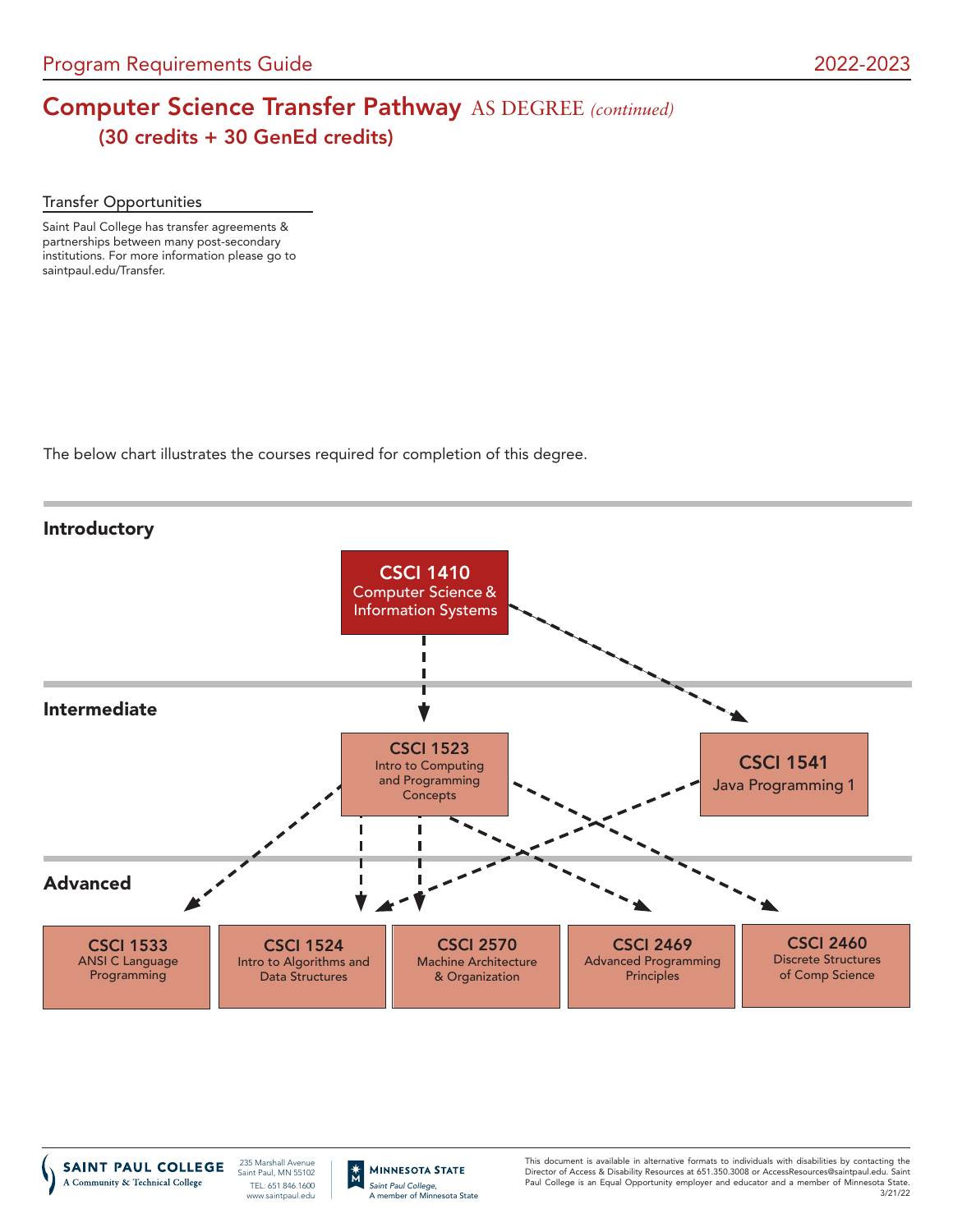# Computer Science Transfer Pathway AS DEGREE *(continued)*

## (30 credits + 30 GenEd credits)

### Transfer Opportunities

Saint Paul College has transfer agreements & partnerships between many post-secondary institutions. For more information please go to saintpaul.edu/Transfer.

The below chart illustrates the courses required for completion of this degree.

**Introductory**

CSCI 1410
Computer Science & Information Systems

**Intermediate**

CSCI 1523
Intro to Computing and Programming Concepts

CSCI 1541
Java Programming 1

**Advanced**

CSCI 1533
ANSI C Language Programming

CSCI 1524
Intro to Algorithms and Data Structures

CSCI 2570
Machine Architecture & Organization

CSCI 2469
Advanced Programming Principles

CSCI 2460
Discrete Structures of Comp Science

This document is available in alternative formats to individuals with disabilities by contacting the Director of Access & Disability Resources at 651.350.3008 or AccessResources@saintpaul.edu. Saint Paul College is an Equal Opportunity employer and educator and a member of Minnesota State.
3/21/22

SAINT PAUL COLLEGE
A Community & Technical College
235 Marshall Avenue
Saint Paul, MN 55102
TEL: 651.846.1600
www.saintpaul.edu

MINNESOTA STATE
Saint Paul College,
A member of Minnesota State